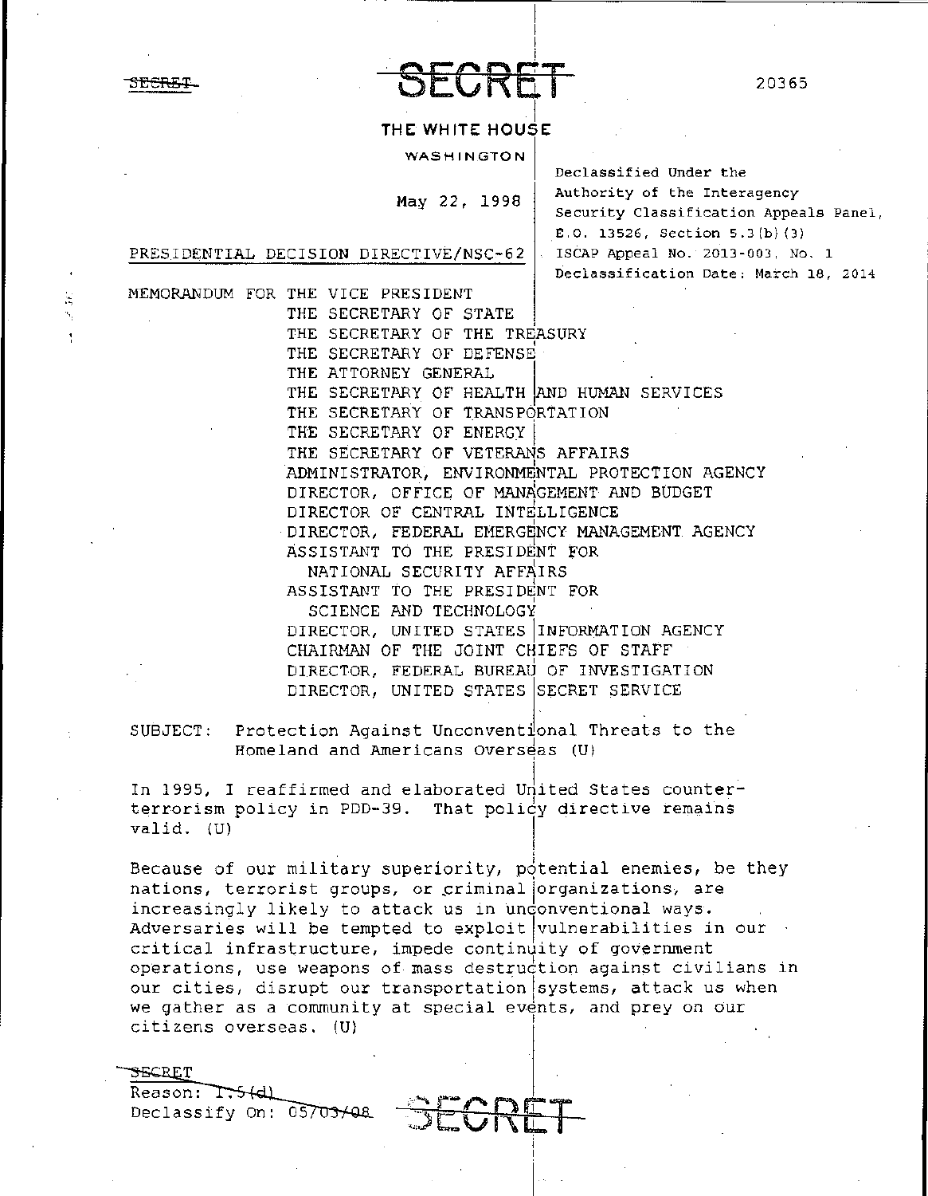SECRET

SECRET

20365

THE WHITE HOUSE

WASHINGTON

May 22, 1998

Declassified Under the Authority of the Interagency Security Classification Appeals Panel, E.O. 13526, Section 5.3(b)(3)
ISCAP Appeal No. 2013-003, No. 1
Declassification Date: March 18, 2014

PRESIDENTIAL DECISION DIRECTIVE/NSC-62

MEMORANDUM FOR THE VICE PRESIDENT
THE SECRETARY OF STATE
THE SECRETARY OF THE TREASURY
THE SECRETARY OF DEFENSE
THE ATTORNEY GENERAL
THE SECRETARY OF HEALTH AND HUMAN SERVICES
THE SECRETARY OF TRANSPORTATION
THE SECRETARY OF ENERGY
THE SECRETARY OF VETERANS AFFAIRS
ADMINISTRATOR, ENVIRONMENTAL PROTECTION AGENCY
DIRECTOR, OFFICE OF MANAGEMENT AND BUDGET
DIRECTOR OF CENTRAL INTELLIGENCE
DIRECTOR, FEDERAL EMERGENCY MANAGEMENT AGENCY
ASSISTANT TO THE PRESIDENT FOR NATIONAL SECURITY AFFAIRS
ASSISTANT TO THE PRESIDENT FOR SCIENCE AND TECHNOLOGY
DIRECTOR, UNITED STATES INFORMATION AGENCY
CHAIRMAN OF THE JOINT CHIEFS OF STAFF
DIRECTOR, FEDERAL BUREAU OF INVESTIGATION
DIRECTOR, UNITED STATES SECRET SERVICE

SUBJECT: Protection Against Unconventional Threats to the Homeland and Americans Overseas (U)

In 1995, I reaffirmed and elaborated United States counter-terrorism policy in PDD-39. That policy directive remains valid. (U)

Because of our military superiority, potential enemies, be they nations, terrorist groups, or criminal organizations, are increasingly likely to attack us in unconventional ways. Adversaries will be tempted to exploit vulnerabilities in our critical infrastructure, impede continuity of government operations, use weapons of mass destruction against civilians in our cities, disrupt our transportation systems, attack us when we gather as a community at special events, and prey on our citizens overseas. (U)

SECRET
Reason: 1.5(d)
Declassify On: 05/03/08

SECRET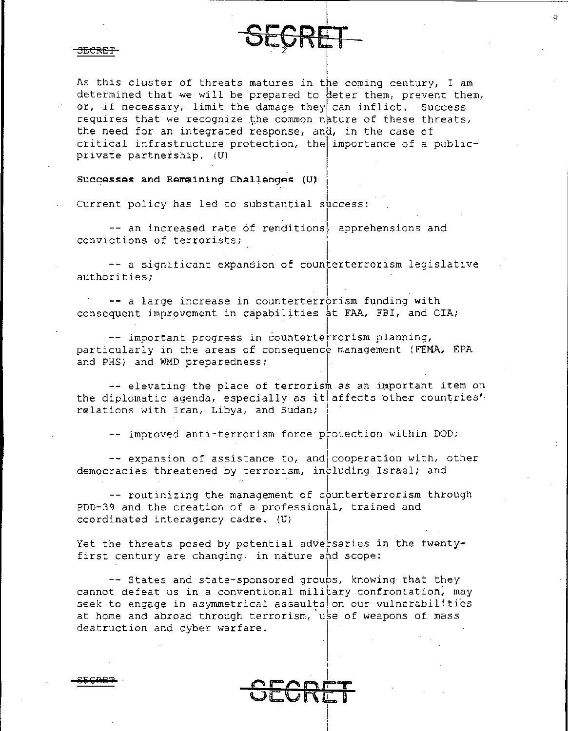As this cluster of threats matures in the coming century, I am determined that we will be prepared to deter them, prevent them, or, if necessary, limit the damage they can inflict. Success requires that we recognize the common nature of these threats, the need for an integrated response, and, in the case of critical infrastructure protection, the importance of a public-private partnership. (U)

**Successes and Remaining Challenges (U)**

Current policy has led to substantial success:

-- an increased rate of renditions, apprehensions and convictions of terrorists;

-- a significant expansion of counterterrorism legislative authorities;

-- a large increase in counterterrorism funding with consequent improvement in capabilities at FAA, FBI, and CIA;

-- important progress in counterterrorism planning, particularly in the areas of consequence management (FEMA, EPA and PHS) and WMD preparedness;

-- elevating the place of terrorism as an important item on the diplomatic agenda, especially as it affects other countries' relations with Iran, Libya, and Sudan;

-- improved anti-terrorism force protection within DOD;

-- expansion of assistance to, and cooperation with, other democracies threatened by terrorism, including Israel; and

-- routinizing the management of counterterrorism through PDD-39 and the creation of a professional, trained and coordinated interagency cadre. (U)

Yet the threats posed by potential adversaries in the twenty-first century are changing, in nature and scope:

-- States and state-sponsored groups, knowing that they cannot defeat us in a conventional military confrontation, may seek to engage in asymmetrical assaults on our vulnerabilities at home and abroad through terrorism, use of weapons of mass destruction and cyber warfare.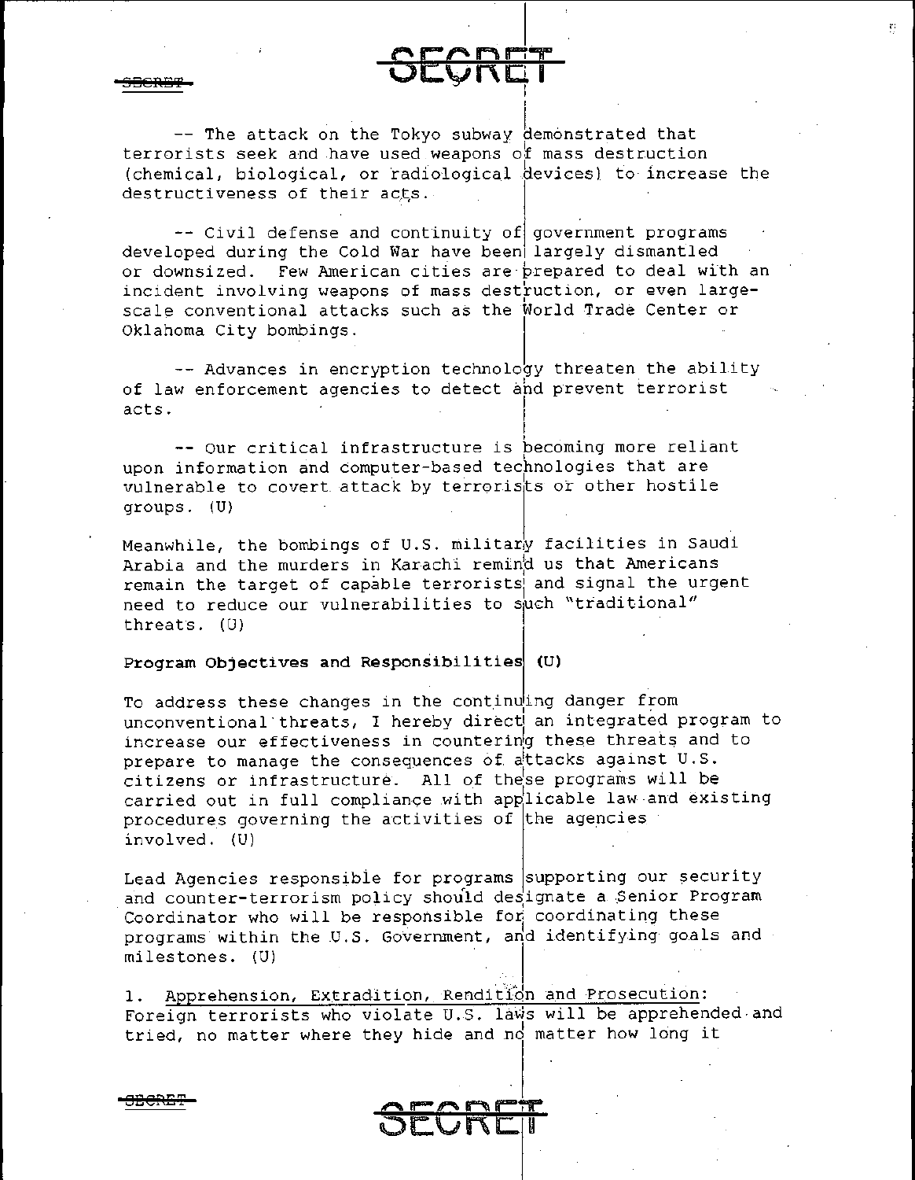-- The attack on the Tokyo subway demonstrated that terrorists seek and have used weapons of mass destruction (chemical, biological, or radiological devices) to increase the destructiveness of their acts.

-- Civil defense and continuity of government programs developed during the Cold War have been largely dismantled or downsized. Few American cities are prepared to deal with an incident involving weapons of mass destruction, or even large-scale conventional attacks such as the World Trade Center or Oklahoma City bombings.

-- Advances in encryption technology threaten the ability of law enforcement agencies to detect and prevent terrorist acts.

-- Our critical infrastructure is becoming more reliant upon information and computer-based technologies that are vulnerable to covert attack by terrorists or other hostile groups. (U)

Meanwhile, the bombings of U.S. military facilities in Saudi Arabia and the murders in Karachi remind us that Americans remain the target of capable terrorists and signal the urgent need to reduce our vulnerabilities to such "traditional" threats. (U)

**Program Objectives and Responsibilities (U)**

To address these changes in the continuing danger from unconventional threats, I hereby direct an integrated program to increase our effectiveness in countering these threats and to prepare to manage the consequences of attacks against U.S. citizens or infrastructure. All of these programs will be carried out in full compliance with applicable law and existing procedures governing the activities of the agencies involved. (U)

Lead Agencies responsible for programs supporting our security and counter-terrorism policy should designate a Senior Program Coordinator who will be responsible for coordinating these programs within the U.S. Government, and identifying goals and milestones. (U)

1. Apprehension, Extradition, Rendition and Prosecution: Foreign terrorists who violate U.S. laws will be apprehended and tried, no matter where they hide and no matter how long it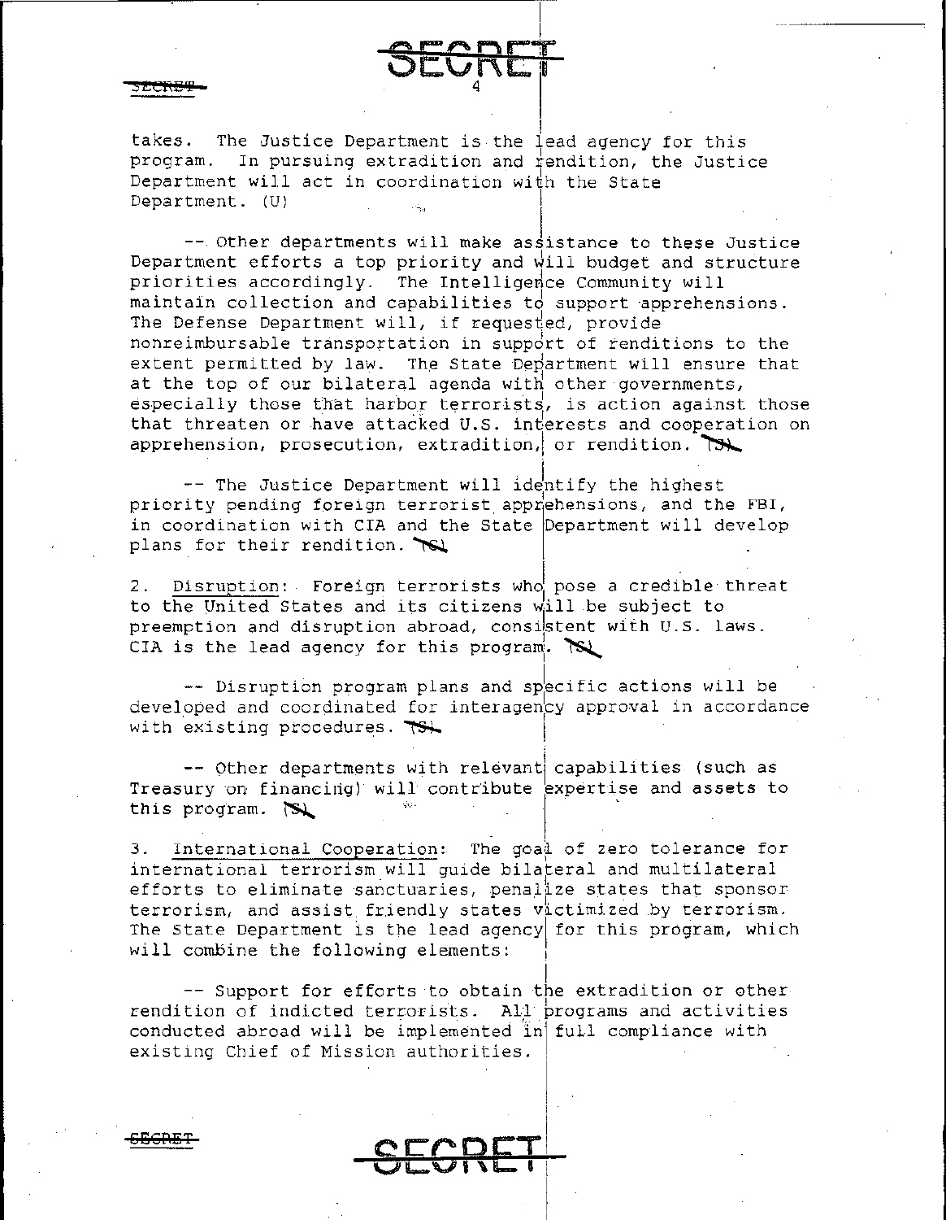takes. The Justice Department is the lead agency for this program. In pursuing extradition and rendition, the Justice Department will act in coordination with the State Department. (U)

-- Other departments will make assistance to these Justice Department efforts a top priority and will budget and structure priorities accordingly. The Intelligence Community will maintain collection and capabilities to support apprehensions. The Defense Department will, if requested, provide nonreimbursable transportation in support of renditions to the extent permitted by law. The State Department will ensure that at the top of our bilateral agenda with other governments, especially those that harbor terrorists, is action against those that threaten or have attacked U.S. interests and cooperation on apprehension, prosecution, extradition, or rendition. (S)

-- The Justice Department will identify the highest priority pending foreign terrorist apprehensions, and the FBI, in coordination with CIA and the State Department will develop plans for their rendition. (S)

2. Disruption: Foreign terrorists who pose a credible threat to the United States and its citizens will be subject to preemption and disruption abroad, consistent with U.S. laws. CIA is the lead agency for this program. (S)

-- Disruption program plans and specific actions will be developed and coordinated for interagency approval in accordance with existing procedures. (S)

-- Other departments with relevant capabilities (such as Treasury on financing) will contribute expertise and assets to this program. (S)

3. International Cooperation: The goal of zero tolerance for international terrorism will guide bilateral and multilateral efforts to eliminate sanctuaries, penalize states that sponsor terrorism, and assist friendly states victimized by terrorism. The State Department is the lead agency for this program, which will combine the following elements:

-- Support for efforts to obtain the extradition or other rendition of indicted terrorists. All programs and activities conducted abroad will be implemented in full compliance with existing Chief of Mission authorities.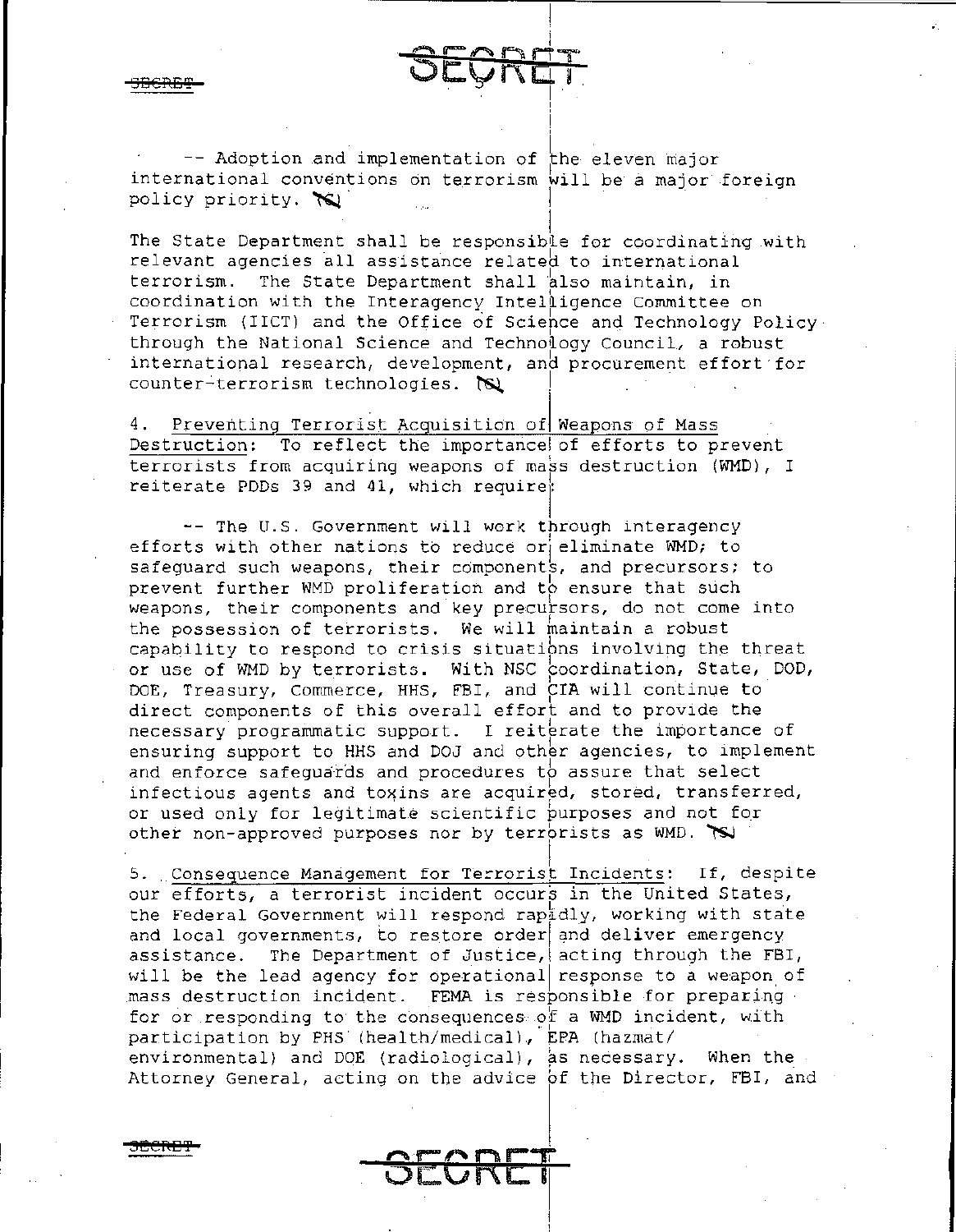-- Adoption and implementation of the eleven major international conventions on terrorism will be a major foreign policy priority. (S)

The State Department shall be responsible for coordinating with relevant agencies all assistance related to international terrorism. The State Department shall also maintain, in coordination with the Interagency Intelligence Committee on Terrorism (IICT) and the Office of Science and Technology Policy through the National Science and Technology Council, a robust international research, development, and procurement effort for counter-terrorism technologies. (S)

4. Preventing Terrorist Acquisition of Weapons of Mass Destruction: To reflect the importance of efforts to prevent terrorists from acquiring weapons of mass destruction (WMD), I reiterate PDDs 39 and 41, which require:

-- The U.S. Government will work through interagency efforts with other nations to reduce or eliminate WMD; to safeguard such weapons, their components, and precursors; to prevent further WMD proliferation and to ensure that such weapons, their components and key precursors, do not come into the possession of terrorists. We will maintain a robust capability to respond to crisis situations involving the threat or use of WMD by terrorists. With NSC coordination, State, DOD, DOE, Treasury, Commerce, HHS, FBI, and CIA will continue to direct components of this overall effort and to provide the necessary programmatic support. I reiterate the importance of ensuring support to HHS and DOJ and other agencies, to implement and enforce safeguards and procedures to assure that select infectious agents and toxins are acquired, stored, transferred, or used only for legitimate scientific purposes and not for other non-approved purposes nor by terrorists as WMD. (S)

5. Consequence Management for Terrorist Incidents: If, despite our efforts, a terrorist incident occurs in the United States, the Federal Government will respond rapidly, working with state and local governments, to restore order and deliver emergency assistance. The Department of Justice, acting through the FBI, will be the lead agency for operational response to a weapon of mass destruction incident. FEMA is responsible for preparing for or responding to the consequences of a WMD incident, with participation by PHS (health/medical), EPA (hazmat/environmental) and DOE (radiological), as necessary. When the Attorney General, acting on the advice of the Director, FBI, and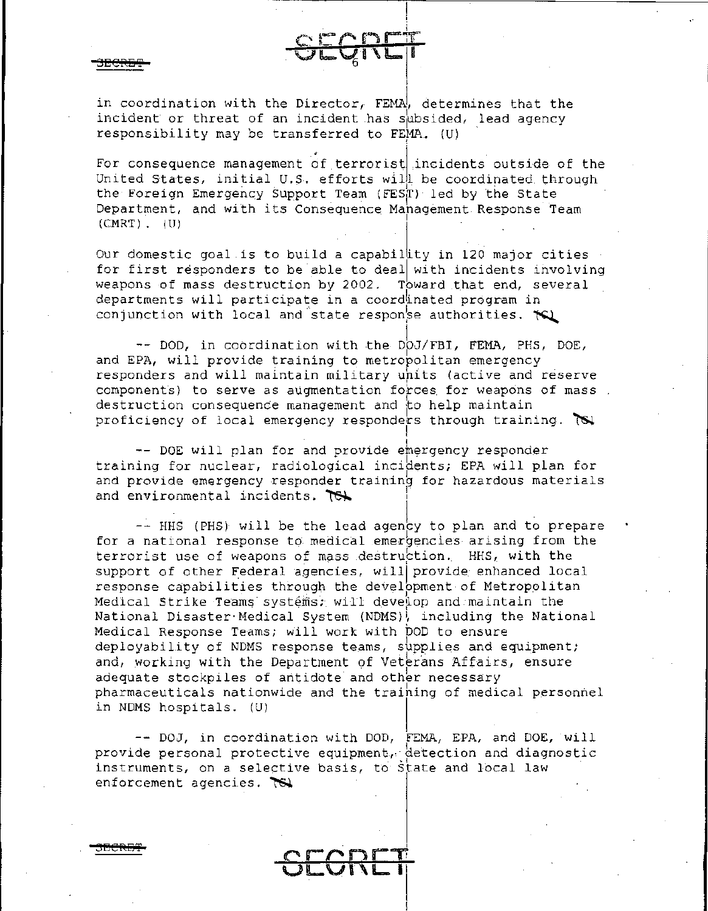in coordination with the Director, FEMA, determines that the incident or threat of an incident has subsided, lead agency responsibility may be transferred to FEMA. (U)

For consequence management of terrorist incidents outside of the United States, initial U.S. efforts will be coordinated through the Foreign Emergency Support Team (FEST) led by the State Department, and with its Consequence Management Response Team (CMRT). (U)

Our domestic goal is to build a capability in 120 major cities for first responders to be able to deal with incidents involving weapons of mass destruction by 2002. Toward that end, several departments will participate in a coordinated program in conjunction with local and state response authorities. (S)

-- DOD, in coordination with the DOJ/FBI, FEMA, PHS, DOE, and EPA, will provide training to metropolitan emergency responders and will maintain military units (active and reserve components) to serve as augmentation forces for weapons of mass destruction consequence management and to help maintain proficiency of local emergency responders through training. (S)

-- DOE will plan for and provide emergency responder training for nuclear, radiological incidents; EPA will plan for and provide emergency responder training for hazardous materials and environmental incidents. (S)

-- HHS (PHS) will be the lead agency to plan and to prepare for a national response to medical emergencies arising from the terrorist use of weapons of mass destruction. HHS, with the support of other Federal agencies, will provide enhanced local response capabilities through the development of Metropolitan Medical Strike Teams systems; will develop and maintain the National Disaster Medical System (NDMS), including the National Medical Response Teams; will work with DOD to ensure deployability of NDMS response teams, supplies and equipment; and, working with the Department of Veterans Affairs, ensure adequate stockpiles of antidote and other necessary pharmaceuticals nationwide and the training of medical personnel in NDMS hospitals. (U)

-- DOJ, in coordination with DOD, FEMA, EPA, and DOE, will provide personal protective equipment, detection and diagnostic instruments, on a selective basis, to State and local law enforcement agencies. (S)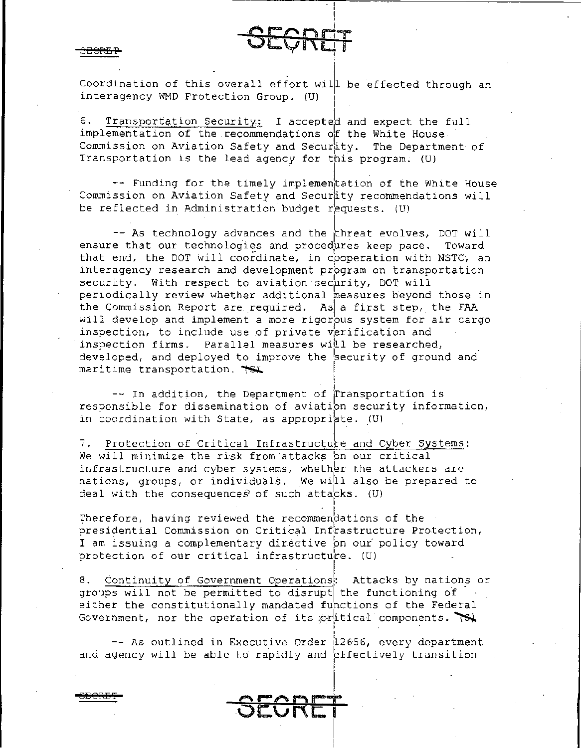Coordination of this overall effort will be effected through an interagency WMD Protection Group. (U)

6. Transportation Security: I accepted and expect the full implementation of the recommendations of the White House Commission on Aviation Safety and Security. The Department of Transportation is the lead agency for this program. (U)

-- Funding for the timely implementation of the White House Commission on Aviation Safety and Security recommendations will be reflected in Administration budget requests. (U)

-- As technology advances and the threat evolves, DOT will ensure that our technologies and procedures keep pace. Toward that end, the DOT will coordinate, in cooperation with NSTC, an interagency research and development program on transportation security. With respect to aviation security, DOT will periodically review whether additional measures beyond those in the Commission Report are required. As a first step, the FAA will develop and implement a more rigorous system for air cargo inspection, to include use of private verification and inspection firms. Parallel measures will be researched, developed, and deployed to improve the security of ground and maritime transportation. ~~(S)~~

-- In addition, the Department of Transportation is responsible for dissemination of aviation security information, in coordination with State, as appropriate. (U)

7. Protection of Critical Infrastructure and Cyber Systems: We will minimize the risk from attacks on our critical infrastructure and cyber systems, whether the attackers are nations, groups, or individuals. We will also be prepared to deal with the consequences of such attacks. (U)

Therefore, having reviewed the recommendations of the presidential Commission on Critical Infrastructure Protection, I am issuing a complementary directive on our policy toward protection of our critical infrastructure. (U)

8. Continuity of Government Operations: Attacks by nations or groups will not be permitted to disrupt the functioning of either the constitutionally mandated functions of the Federal Government, nor the operation of its critical components. ~~(S)~~

-- As outlined in Executive Order 12656, every department and agency will be able to rapidly and effectively transition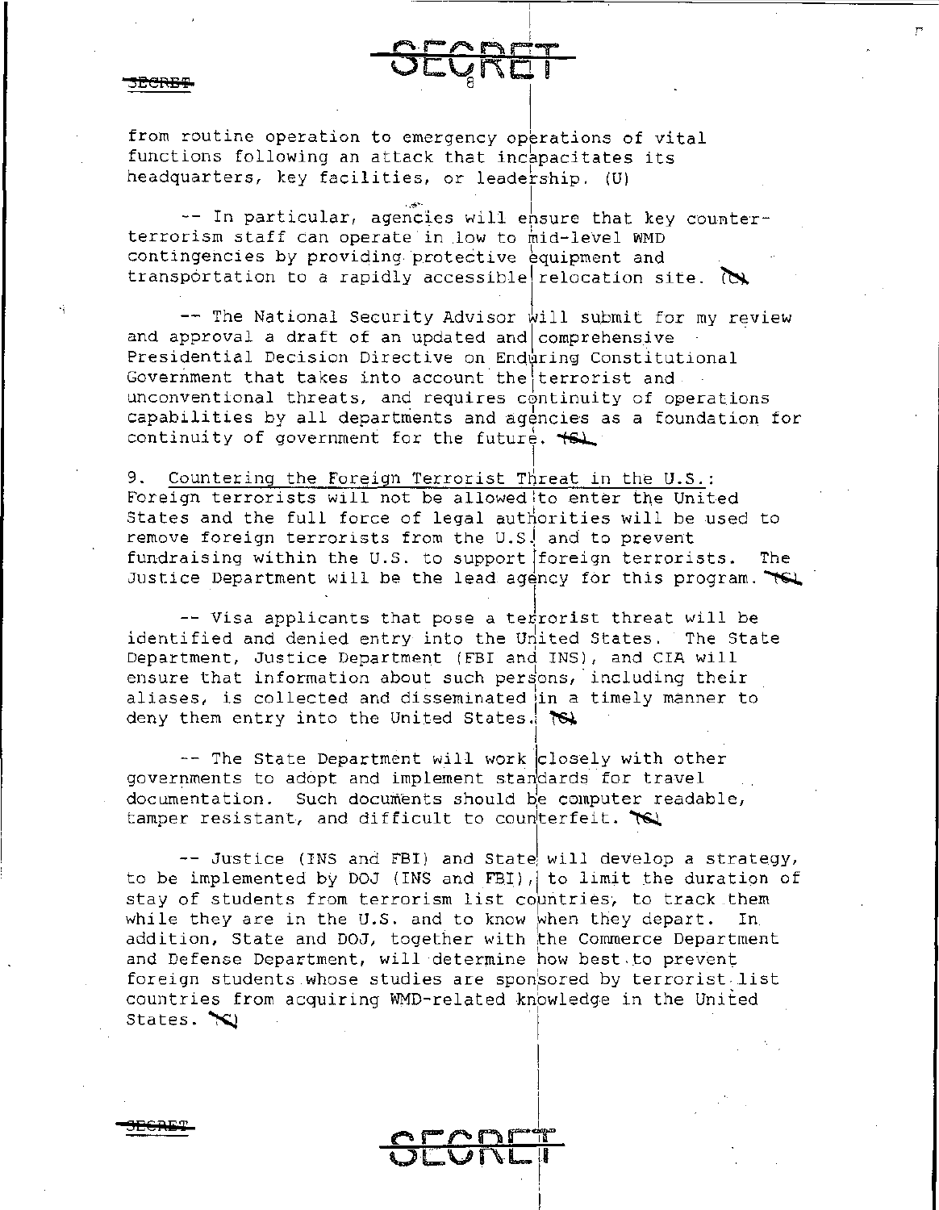from routine operation to emergency operations of vital functions following an attack that incapacitates its headquarters, key facilities, or leadership. (U)

-- In particular, agencies will ensure that key counter-terrorism staff can operate in low to mid-level WMD contingencies by providing protective equipment and transportation to a rapidly accessible relocation site. (C)

-- The National Security Advisor will submit for my review and approval a draft of an updated and comprehensive Presidential Decision Directive on Enduring Constitutional Government that takes into account the terrorist and unconventional threats, and requires continuity of operations capabilities by all departments and agencies as a foundation for continuity of government for the future. (S)

9. Countering the Foreign Terrorist Threat in the U.S.: Foreign terrorists will not be allowed to enter the United States and the full force of legal authorities will be used to remove foreign terrorists from the U.S. and to prevent fundraising within the U.S. to support foreign terrorists. The Justice Department will be the lead agency for this program. (C)

-- Visa applicants that pose a terrorist threat will be identified and denied entry into the United States. The State Department, Justice Department (FBI and INS), and CIA will ensure that information about such persons, including their aliases, is collected and disseminated in a timely manner to deny them entry into the United States. (C)

-- The State Department will work closely with other governments to adopt and implement standards for travel documentation. Such documents should be computer readable, tamper resistant, and difficult to counterfeit. (C)

-- Justice (INS and FBI) and State will develop a strategy, to be implemented by DOJ (INS and FBI), to limit the duration of stay of students from terrorism list countries, to track them while they are in the U.S. and to know when they depart. In addition, State and DOJ, together with the Commerce Department and Defense Department, will determine how best to prevent foreign students whose studies are sponsored by terrorist list countries from acquiring WMD-related knowledge in the United States. (C)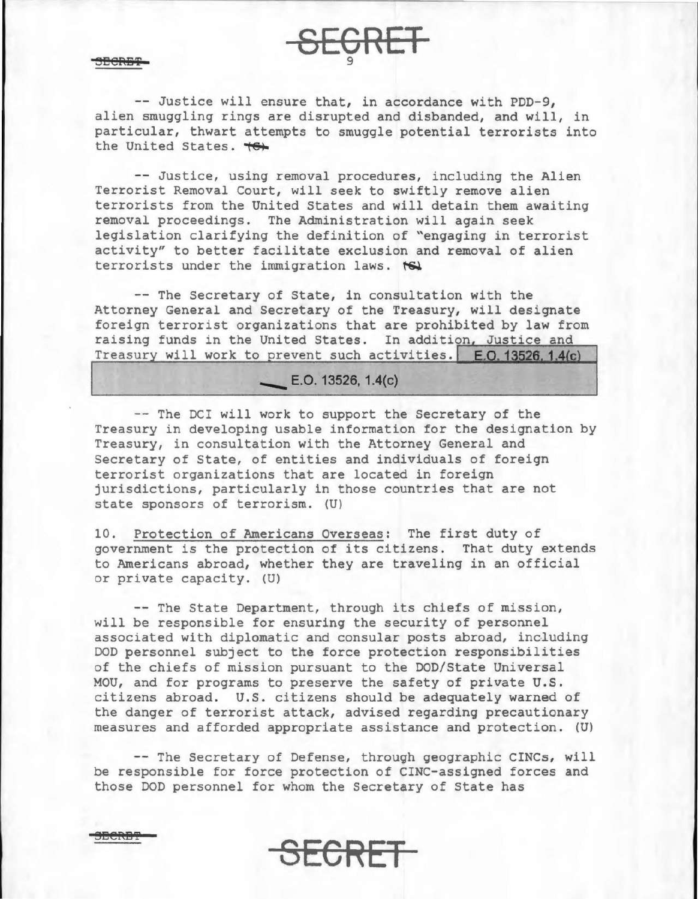-- Justice will ensure that, in accordance with PDD-9, alien smuggling rings are disrupted and disbanded, and will, in particular, thwart attempts to smuggle potential terrorists into the United States. (S)

-- Justice, using removal procedures, including the Alien Terrorist Removal Court, will seek to swiftly remove alien terrorists from the United States and will detain them awaiting removal proceedings. The Administration will again seek legislation clarifying the definition of "engaging in terrorist activity" to better facilitate exclusion and removal of alien terrorists under the immigration laws. (S)

-- The Secretary of State, in consultation with the Attorney General and Secretary of the Treasury, will designate foreign terrorist organizations that are prohibited by law from raising funds in the United States. In addition, Justice and Treasury will work to prevent such activities. E.O. 13526, 1.4(c)

E.O. 13526, 1.4(c)

-- The DCI will work to support the Secretary of the Treasury in developing usable information for the designation by Treasury, in consultation with the Attorney General and Secretary of State, of entities and individuals of foreign terrorist organizations that are located in foreign jurisdictions, particularly in those countries that are not state sponsors of terrorism. (U)

10. Protection of Americans Overseas: The first duty of government is the protection of its citizens. That duty extends to Americans abroad, whether they are traveling in an official or private capacity. (U)

-- The State Department, through its chiefs of mission, will be responsible for ensuring the security of personnel associated with diplomatic and consular posts abroad, including DOD personnel subject to the force protection responsibilities of the chiefs of mission pursuant to the DOD/State Universal MOU, and for programs to preserve the safety of private U.S. citizens abroad. U.S. citizens should be adequately warned of the danger of terrorist attack, advised regarding precautionary measures and afforded appropriate assistance and protection. (U)

-- The Secretary of Defense, through geographic CINCs, will be responsible for force protection of CINC-assigned forces and those DOD personnel for whom the Secretary of State has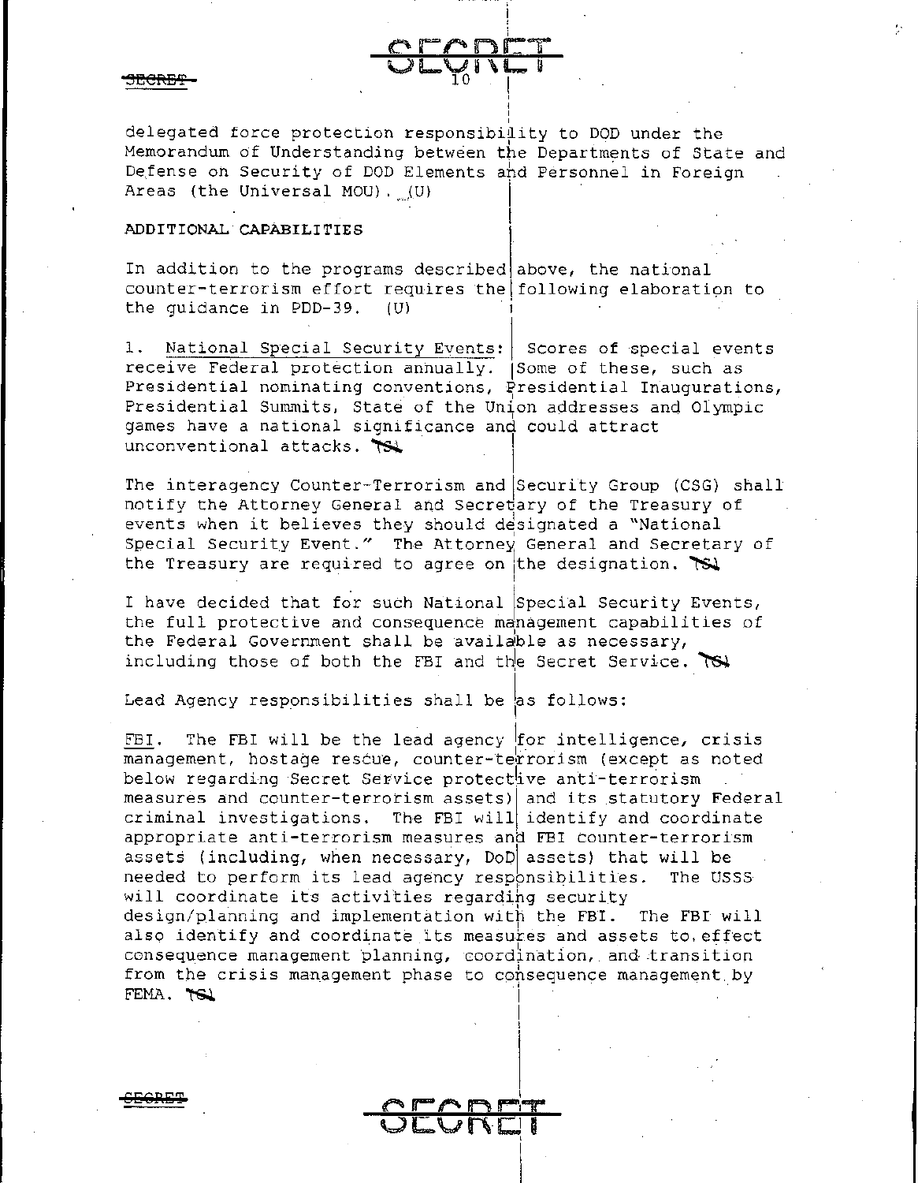delegated force protection responsibility to DOD under the Memorandum of Understanding between the Departments of State and Defense on Security of DOD Elements and Personnel in Foreign Areas (the Universal MOU). (U)

ADDITIONAL CAPABILITIES

In addition to the programs described above, the national counter-terrorism effort requires the following elaboration to the guidance in PDD-39. (U)

1. National Special Security Events: Scores of special events receive Federal protection annually. Some of these, such as Presidential nominating conventions, Presidential Inaugurations, Presidential Summits, State of the Union addresses and Olympic games have a national significance and could attract unconventional attacks. ~~TS~~

The interagency Counter-Terrorism and Security Group (CSG) shall notify the Attorney General and Secretary of the Treasury of events when it believes they should designated a "National Special Security Event." The Attorney General and Secretary of the Treasury are required to agree on the designation. ~~TS~~

I have decided that for such National Special Security Events, the full protective and consequence management capabilities of the Federal Government shall be available as necessary, including those of both the FBI and the Secret Service. ~~TS~~

Lead Agency responsibilities shall be as follows:

FBI. The FBI will be the lead agency for intelligence, crisis management, hostage rescue, counter-terrorism (except as noted below regarding Secret Service protective anti-terrorism measures and counter-terrorism assets) and its statutory Federal criminal investigations. The FBI will identify and coordinate appropriate anti-terrorism measures and FBI counter-terrorism assets (including, when necessary, DoD assets) that will be needed to perform its lead agency responsibilities. The USSS will coordinate its activities regarding security design/planning and implementation with the FBI. The FBI will also identify and coordinate its measures and assets to effect consequence management planning, coordination, and transition from the crisis management phase to consequence management by FEMA. ~~TS~~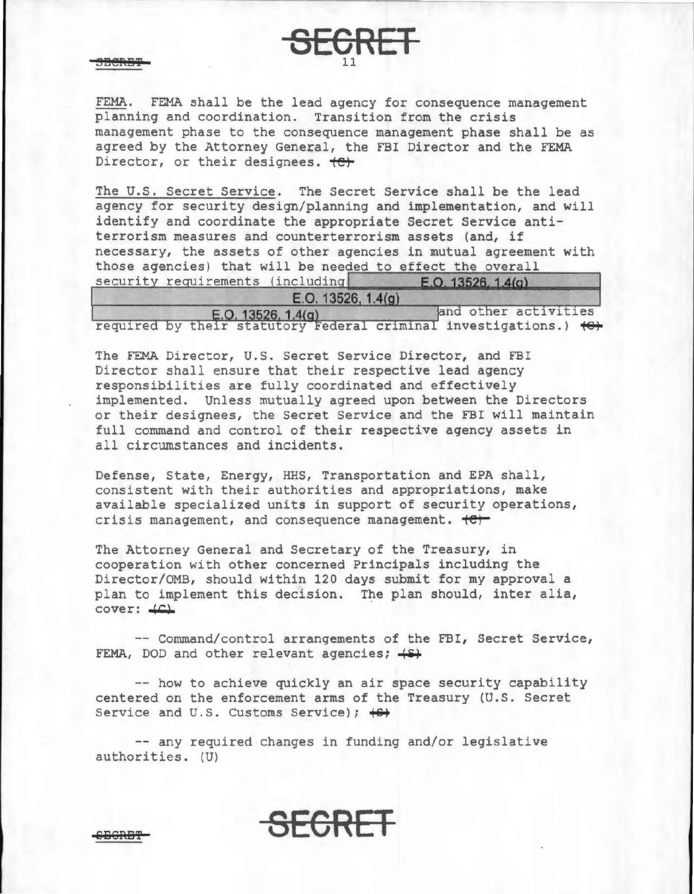FEMA. FEMA shall be the lead agency for consequence management planning and coordination. Transition from the crisis management phase to the consequence management phase shall be as agreed by the Attorney General, the FBI Director and the FEMA Director, or their designees. (C)

The U.S. Secret Service. The Secret Service shall be the lead agency for security design/planning and implementation, and will identify and coordinate the appropriate Secret Service anti-terrorism measures and counterterrorism assets (and, if necessary, the assets of other agencies in mutual agreement with those agencies) that will be needed to effect the overall security requirements (including E.O. 13526, 1.4(g) E.O. 13526, 1.4(g) E.O. 13526, 1.4(g) and other activities required by their statutory Federal criminal investigations.) (C)

The FEMA Director, U.S. Secret Service Director, and FBI Director shall ensure that their respective lead agency responsibilities are fully coordinated and effectively implemented. Unless mutually agreed upon between the Directors or their designees, the Secret Service and the FBI will maintain full command and control of their respective agency assets in all circumstances and incidents.

Defense, State, Energy, HHS, Transportation and EPA shall, consistent with their authorities and appropriations, make available specialized units in support of security operations, crisis management, and consequence management. (C)

The Attorney General and Secretary of the Treasury, in cooperation with other concerned Principals including the Director/OMB, should within 120 days submit for my approval a plan to implement this decision. The plan should, inter alia, cover: (C)

-- Command/control arrangements of the FBI, Secret Service, FEMA, DOD and other relevant agencies; (S)

-- how to achieve quickly an air space security capability centered on the enforcement arms of the Treasury (U.S. Secret Service and U.S. Customs Service); (S)

-- any required changes in funding and/or legislative authorities. (U)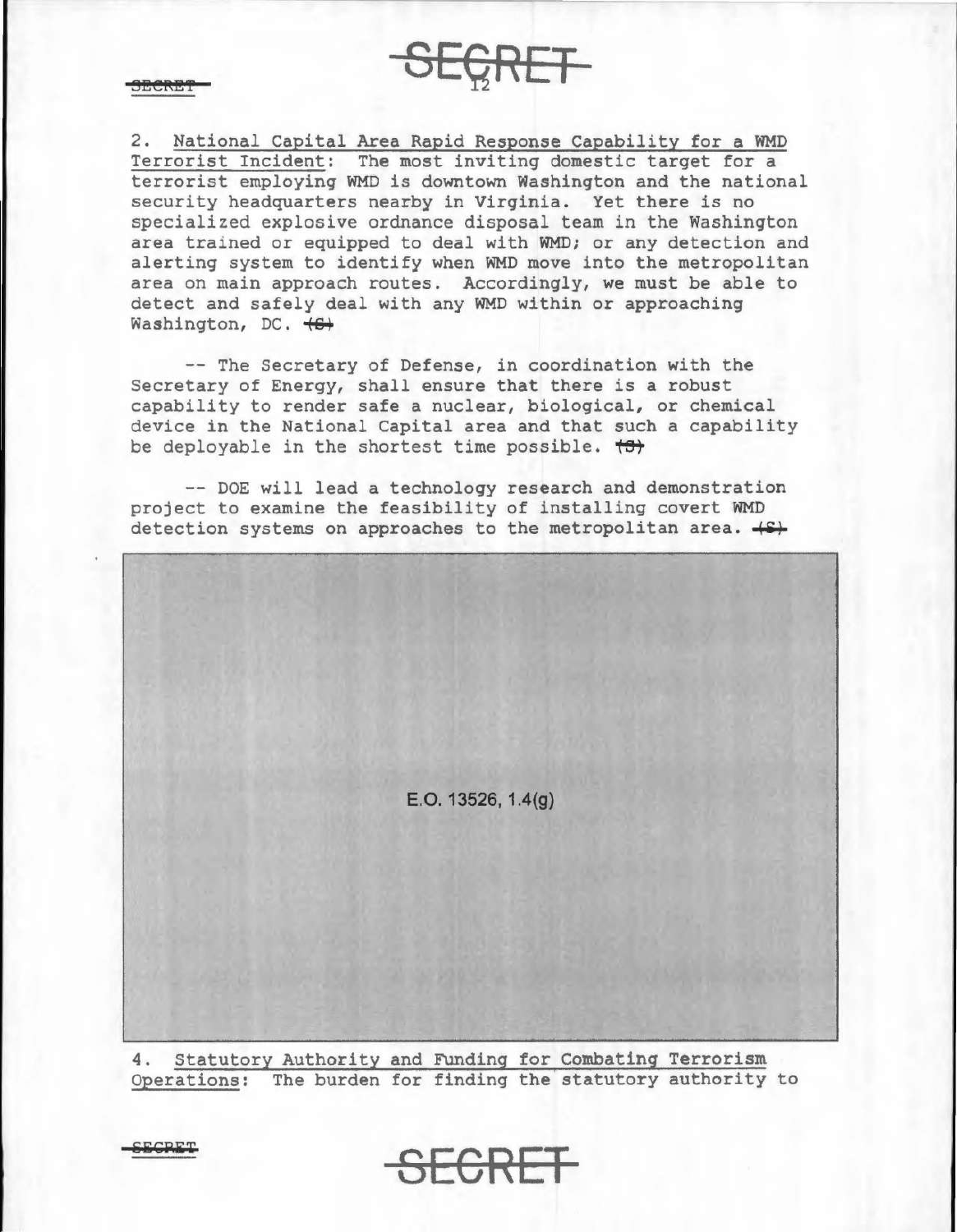2. National Capital Area Rapid Response Capability for a WMD Terrorist Incident: The most inviting domestic target for a terrorist employing WMD is downtown Washington and the national security headquarters nearby in Virginia. Yet there is no specialized explosive ordnance disposal team in the Washington area trained or equipped to deal with WMD; or any detection and alerting system to identify when WMD move into the metropolitan area on main approach routes. Accordingly, we must be able to detect and safely deal with any WMD within or approaching Washington, DC. (S)

-- The Secretary of Defense, in coordination with the Secretary of Energy, shall ensure that there is a robust capability to render safe a nuclear, biological, or chemical device in the National Capital area and that such a capability be deployable in the shortest time possible. (S)

-- DOE will lead a technology research and demonstration project to examine the feasibility of installing covert WMD detection systems on approaches to the metropolitan area. (S)

E.O. 13526, 1.4(g)

4. Statutory Authority and Funding for Combating Terrorism Operations: The burden for finding the statutory authority to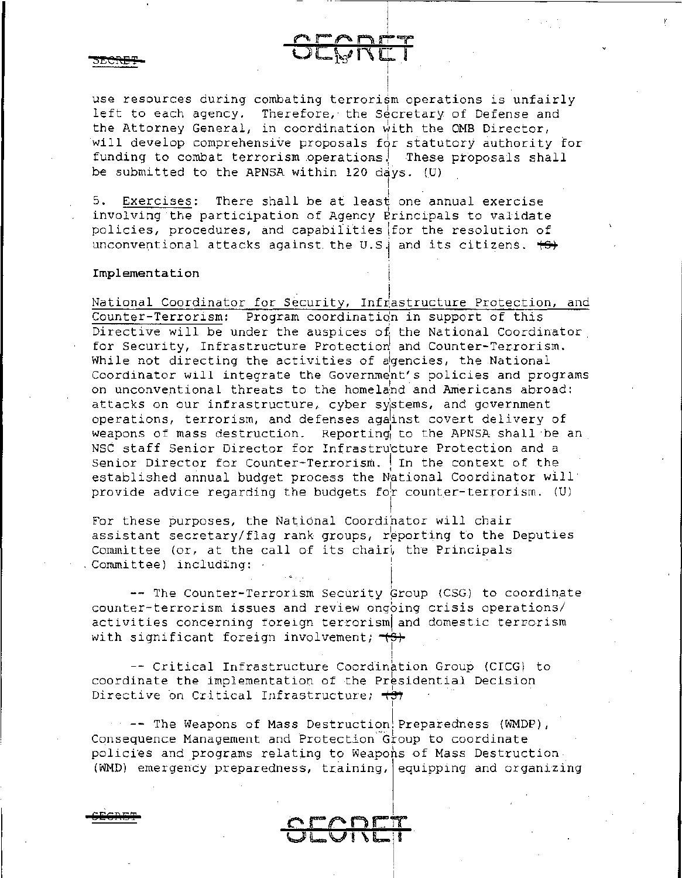use resources during combating terrorism operations is unfairly left to each agency. Therefore, the Secretary of Defense and the Attorney General, in coordination with the OMB Director, will develop comprehensive proposals for statutory authority for funding to combat terrorism operations. These proposals shall be submitted to the APNSA within 120 days. (U)

5. Exercises: There shall be at least one annual exercise involving the participation of Agency Principals to validate policies, procedures, and capabilities for the resolution of unconventional attacks against the U.S. and its citizens. ~~(S)~~

Implementation

National Coordinator for Security, Infrastructure Protection, and Counter-Terrorism: Program coordination in support of this Directive will be under the auspices of the National Coordinator for Security, Infrastructure Protection and Counter-Terrorism. While not directing the activities of agencies, the National Coordinator will integrate the Government's policies and programs on unconventional threats to the homeland and Americans abroad: attacks on our infrastructure, cyber systems, and government operations, terrorism, and defenses against covert delivery of weapons of mass destruction. Reporting to the APNSA shall be an NSC staff Senior Director for Infrastructure Protection and a Senior Director for Counter-Terrorism. In the context of the established annual budget process the National Coordinator will provide advice regarding the budgets for counter-terrorism. (U)

For these purposes, the National Coordinator will chair assistant secretary/flag rank groups, reporting to the Deputies Committee (or, at the call of its chair, the Principals Committee) including:

-- The Counter-Terrorism Security Group (CSG) to coordinate counter-terrorism issues and review ongoing crisis operations/activities concerning foreign terrorism and domestic terrorism with significant foreign involvement; ~~(S)~~

-- Critical Infrastructure Coordination Group (CICG) to coordinate the implementation of the Presidential Decision Directive on Critical Infrastructure; ~~(S)~~

-- The Weapons of Mass Destruction Preparedness (WMDP), Consequence Management and Protection Group to coordinate policies and programs relating to Weapons of Mass Destruction (WMD) emergency preparedness, training, equipping and organizing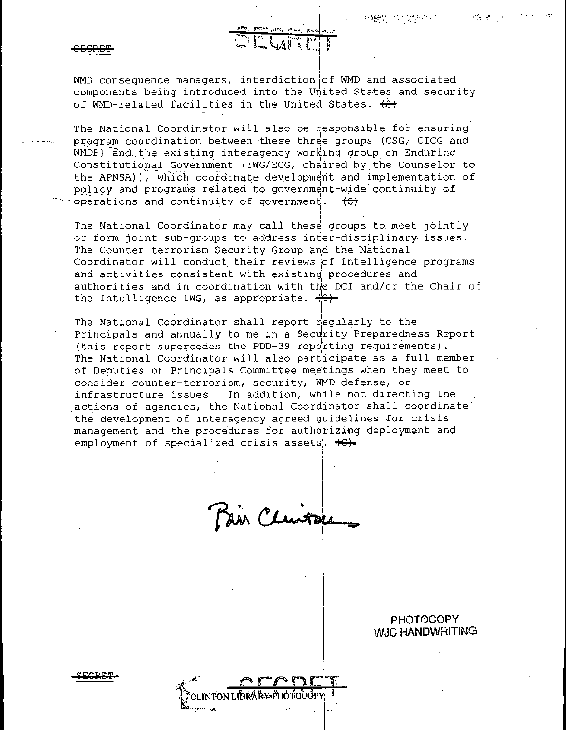WMD consequence managers, interdiction of WMD and associated components being introduced into the United States and security of WMD-related facilities in the United States. (C)

The National Coordinator will also be responsible for ensuring program coordination between these three groups (CSG, CICG and WMDP) and the existing interagency working group on Enduring Constitutional Government (IWG/ECG, chaired by the Counselor to the APNSA)), which coordinate development and implementation of policy and programs related to government-wide continuity of operations and continuity of government. (S)

The National Coordinator may call these groups to meet jointly or form joint sub-groups to address inter-disciplinary issues. The Counter-terrorism Security Group and the National Coordinator will conduct their reviews of intelligence programs and activities consistent with existing procedures and authorities and in coordination with the DCI and/or the Chair of the Intelligence IWG, as appropriate. (C)

The National Coordinator shall report regularly to the Principals and annually to me in a Security Preparedness Report (this report supercedes the PDD-39 reporting requirements). The National Coordinator will also participate as a full member of Deputies or Principals Committee meetings when they meet to consider counter-terrorism, security, WMD defense, or infrastructure issues. In addition, while not directing the actions of agencies, the National Coordinator shall coordinate the development of interagency agreed guidelines for crisis management and the procedures for authorizing deployment and employment of specialized crisis assets. (C)

Bill Clinton

PHOTOCOPY
WJC HANDWRITING